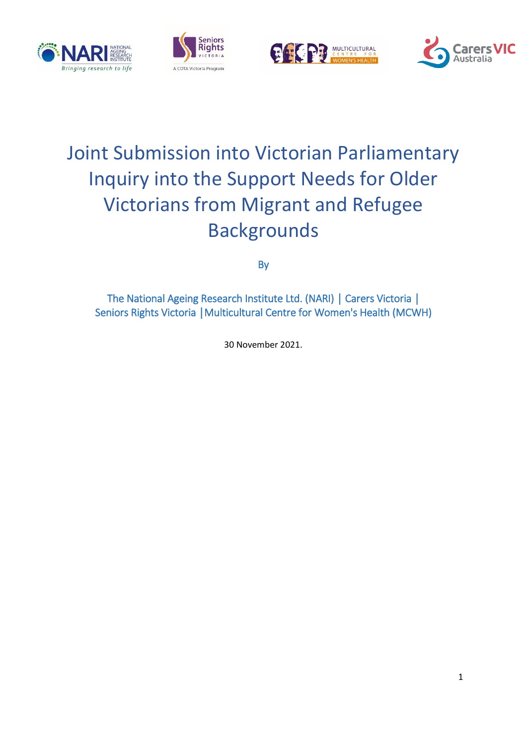# Joint Submission into Victorian Parliamentary Inquiry into the Support Needs for Older Victorians from Migrant and Refugee Backgrounds

By

The National Ageing Research Institute Ltd. (NARI) | Carers Victoria | Seniors Rights Victoria | Multicultural Centre for Women's Health (MCWH)

30 November 2021.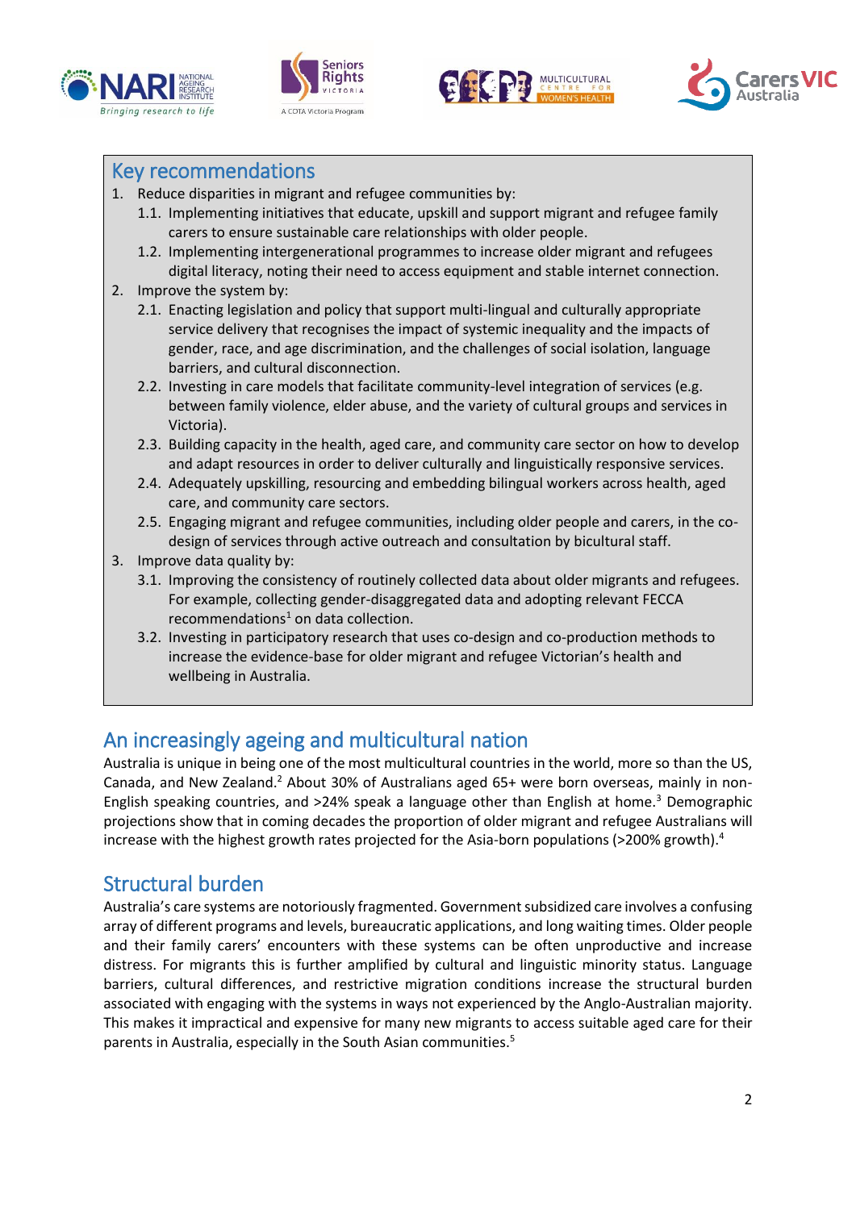## Key recommendations

1. Reduce disparities in migrant and refugee communities by:
   1.1. Implementing initiatives that educate, upskill and support migrant and refugee family carers to ensure sustainable care relationships with older people.
   1.2. Implementing intergenerational programmes to increase older migrant and refugees digital literacy, noting their need to access equipment and stable internet connection.
2. Improve the system by:
   2.1. Enacting legislation and policy that support multi-lingual and culturally appropriate service delivery that recognises the impact of systemic inequality and the impacts of gender, race, and age discrimination, and the challenges of social isolation, language barriers, and cultural disconnection.
   2.2. Investing in care models that facilitate community-level integration of services (e.g. between family violence, elder abuse, and the variety of cultural groups and services in Victoria).
   2.3. Building capacity in the health, aged care, and community care sector on how to develop and adapt resources in order to deliver culturally and linguistically responsive services.
   2.4. Adequately upskilling, resourcing and embedding bilingual workers across health, aged care, and community care sectors.
   2.5. Engaging migrant and refugee communities, including older people and carers, in the co-design of services through active outreach and consultation by bicultural staff.
3. Improve data quality by:
   3.1. Improving the consistency of routinely collected data about older migrants and refugees. For example, collecting gender-disaggregated data and adopting relevant FECCA recommendations[1] on data collection.
   3.2. Investing in participatory research that uses co-design and co-production methods to increase the evidence-base for older migrant and refugee Victorian's health and wellbeing in Australia.

## An increasingly ageing and multicultural nation

Australia is unique in being one of the most multicultural countries in the world, more so than the US, Canada, and New Zealand.[2] About 30% of Australians aged 65+ were born overseas, mainly in non-English speaking countries, and >24% speak a language other than English at home.[3] Demographic projections show that in coming decades the proportion of older migrant and refugee Australians will increase with the highest growth rates projected for the Asia-born populations (>200% growth).[4]

## Structural burden

Australia's care systems are notoriously fragmented. Government subsidized care involves a confusing array of different programs and levels, bureaucratic applications, and long waiting times. Older people and their family carers' encounters with these systems can be often unproductive and increase distress. For migrants this is further amplified by cultural and linguistic minority status. Language barriers, cultural differences, and restrictive migration conditions increase the structural burden associated with engaging with the systems in ways not experienced by the Anglo-Australian majority. This makes it impractical and expensive for many new migrants to access suitable aged care for their parents in Australia, especially in the South Asian communities.[5]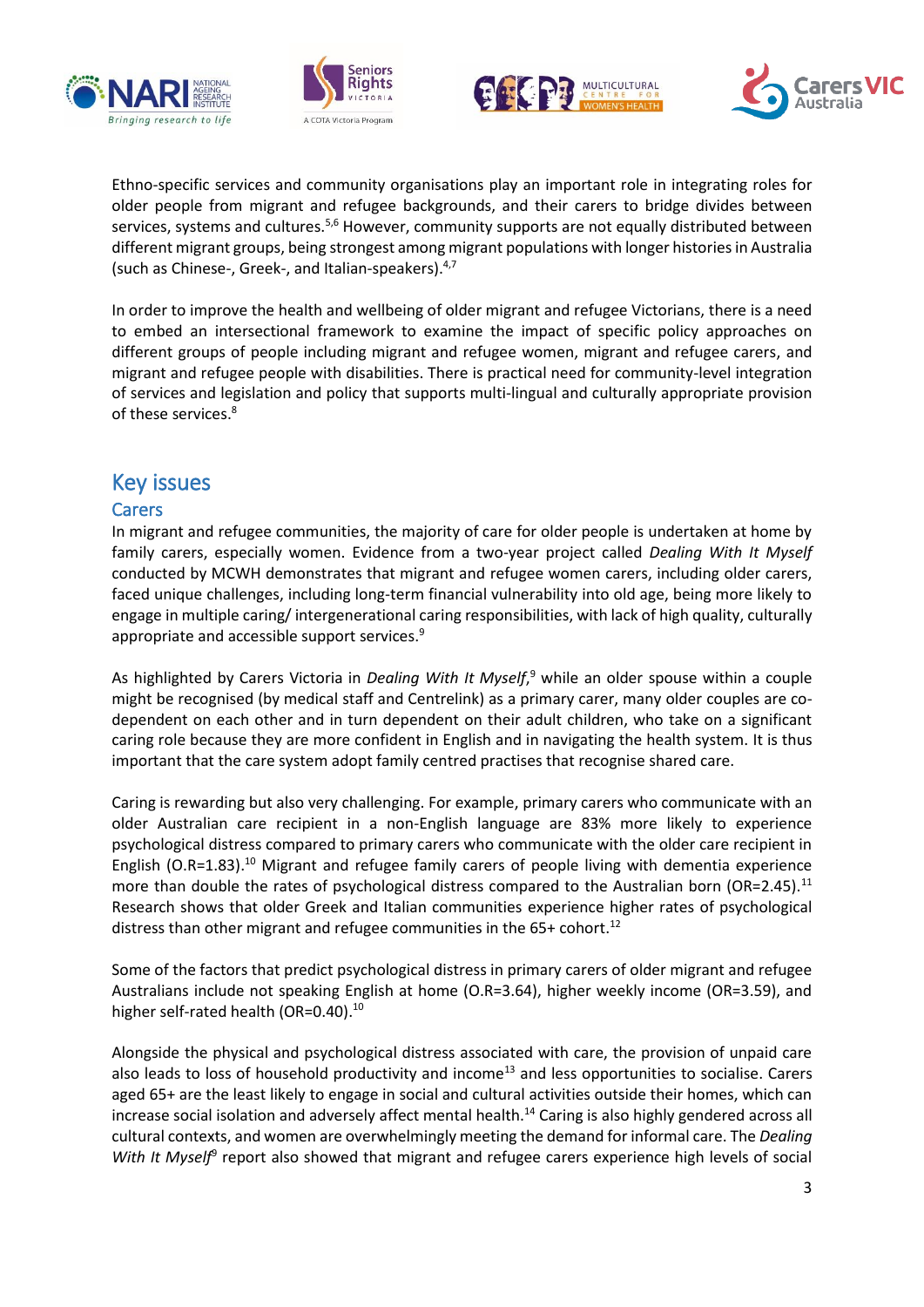Ethno-specific services and community organisations play an important role in integrating roles for older people from migrant and refugee backgrounds, and their carers to bridge divides between services, systems and cultures.[5,6] However, community supports are not equally distributed between different migrant groups, being strongest among migrant populations with longer histories in Australia (such as Chinese-, Greek-, and Italian-speakers).[4,7]

In order to improve the health and wellbeing of older migrant and refugee Victorians, there is a need to embed an intersectional framework to examine the impact of specific policy approaches on different groups of people including migrant and refugee women, migrant and refugee carers, and migrant and refugee people with disabilities. There is practical need for community-level integration of services and legislation and policy that supports multi-lingual and culturally appropriate provision of these services.[8]

## Key issues

### Carers

In migrant and refugee communities, the majority of care for older people is undertaken at home by family carers, especially women. Evidence from a two-year project called *Dealing With It Myself* conducted by MCWH demonstrates that migrant and refugee women carers, including older carers, faced unique challenges, including long-term financial vulnerability into old age, being more likely to engage in multiple caring/ intergenerational caring responsibilities, with lack of high quality, culturally appropriate and accessible support services.[9]

As highlighted by Carers Victoria in *Dealing With It Myself*,[9] while an older spouse within a couple might be recognised (by medical staff and Centrelink) as a primary carer, many older couples are co-dependent on each other and in turn dependent on their adult children, who take on a significant caring role because they are more confident in English and in navigating the health system. It is thus important that the care system adopt family centred practises that recognise shared care.

Caring is rewarding but also very challenging. For example, primary carers who communicate with an older Australian care recipient in a non-English language are 83% more likely to experience psychological distress compared to primary carers who communicate with the older care recipient in English (O.R=1.83).[10] Migrant and refugee family carers of people living with dementia experience more than double the rates of psychological distress compared to the Australian born (OR=2.45).[11] Research shows that older Greek and Italian communities experience higher rates of psychological distress than other migrant and refugee communities in the 65+ cohort.[12]

Some of the factors that predict psychological distress in primary carers of older migrant and refugee Australians include not speaking English at home (O.R=3.64), higher weekly income (OR=3.59), and higher self-rated health (OR=0.40).[10]

Alongside the physical and psychological distress associated with care, the provision of unpaid care also leads to loss of household productivity and income[13] and less opportunities to socialise. Carers aged 65+ are the least likely to engage in social and cultural activities outside their homes, which can increase social isolation and adversely affect mental health.[14] Caring is also highly gendered across all cultural contexts, and women are overwhelmingly meeting the demand for informal care. The *Dealing With It Myself*[9] report also showed that migrant and refugee carers experience high levels of social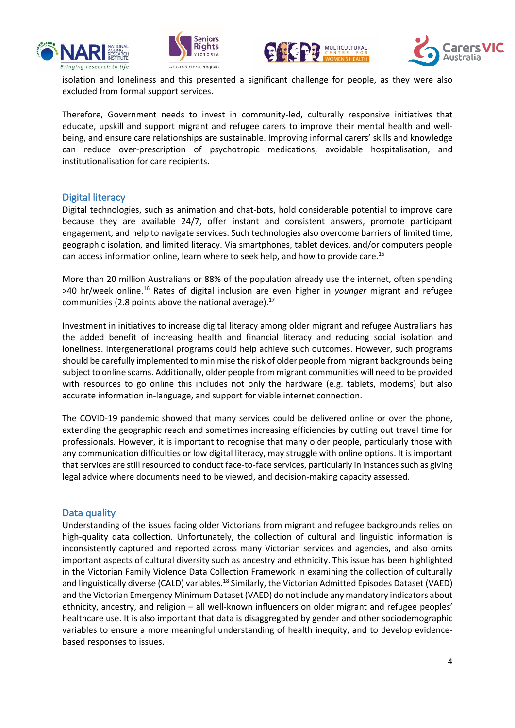isolation and loneliness and this presented a significant challenge for people, as they were also excluded from formal support services.

Therefore, Government needs to invest in community-led, culturally responsive initiatives that educate, upskill and support migrant and refugee carers to improve their mental health and well-being, and ensure care relationships are sustainable. Improving informal carers' skills and knowledge can reduce over-prescription of psychotropic medications, avoidable hospitalisation, and institutionalisation for care recipients.

## Digital literacy

Digital technologies, such as animation and chat-bots, hold considerable potential to improve care because they are available 24/7, offer instant and consistent answers, promote participant engagement, and help to navigate services. Such technologies also overcome barriers of limited time, geographic isolation, and limited literacy. Via smartphones, tablet devices, and/or computers people can access information online, learn where to seek help, and how to provide care.[15]

More than 20 million Australians or 88% of the population already use the internet, often spending >40 hr/week online.[16] Rates of digital inclusion are even higher in *younger* migrant and refugee communities (2.8 points above the national average).[17]

Investment in initiatives to increase digital literacy among older migrant and refugee Australians has the added benefit of increasing health and financial literacy and reducing social isolation and loneliness. Intergenerational programs could help achieve such outcomes. However, such programs should be carefully implemented to minimise the risk of older people from migrant backgrounds being subject to online scams. Additionally, older people from migrant communities will need to be provided with resources to go online this includes not only the hardware (e.g. tablets, modems) but also accurate information in-language, and support for viable internet connection.

The COVID-19 pandemic showed that many services could be delivered online or over the phone, extending the geographic reach and sometimes increasing efficiencies by cutting out travel time for professionals. However, it is important to recognise that many older people, particularly those with any communication difficulties or low digital literacy, may struggle with online options. It is important that services are still resourced to conduct face-to-face services, particularly in instances such as giving legal advice where documents need to be viewed, and decision-making capacity assessed.

## Data quality

Understanding of the issues facing older Victorians from migrant and refugee backgrounds relies on high-quality data collection. Unfortunately, the collection of cultural and linguistic information is inconsistently captured and reported across many Victorian services and agencies, and also omits important aspects of cultural diversity such as ancestry and ethnicity. This issue has been highlighted in the Victorian Family Violence Data Collection Framework in examining the collection of culturally and linguistically diverse (CALD) variables.[18] Similarly, the Victorian Admitted Episodes Dataset (VAED) and the Victorian Emergency Minimum Dataset (VAED) do not include any mandatory indicators about ethnicity, ancestry, and religion – all well-known influencers on older migrant and refugee peoples' healthcare use. It is also important that data is disaggregated by gender and other sociodemographic variables to ensure a more meaningful understanding of health inequity, and to develop evidence-based responses to issues.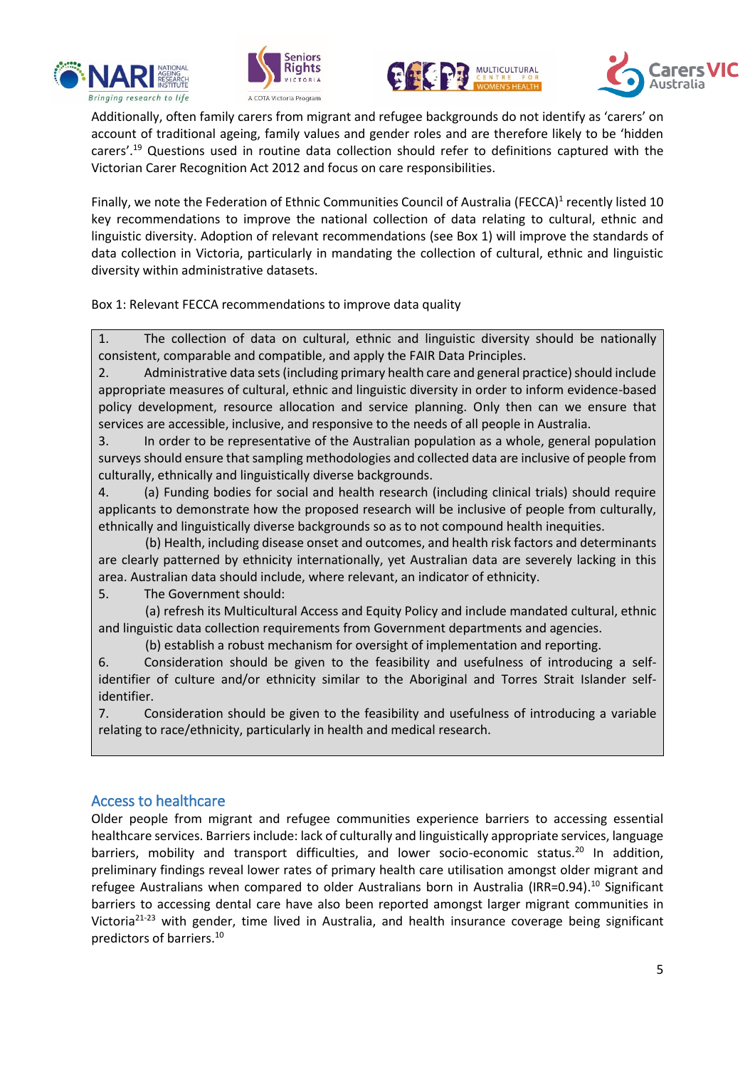Additionally, often family carers from migrant and refugee backgrounds do not identify as 'carers' on account of traditional ageing, family values and gender roles and are therefore likely to be 'hidden carers'.[19] Questions used in routine data collection should refer to definitions captured with the Victorian Carer Recognition Act 2012 and focus on care responsibilities.

Finally, we note the Federation of Ethnic Communities Council of Australia (FECCA)[1] recently listed 10 key recommendations to improve the national collection of data relating to cultural, ethnic and linguistic diversity. Adoption of relevant recommendations (see Box 1) will improve the standards of data collection in Victoria, particularly in mandating the collection of cultural, ethnic and linguistic diversity within administrative datasets.

Box 1: Relevant FECCA recommendations to improve data quality

1. The collection of data on cultural, ethnic and linguistic diversity should be nationally consistent, comparable and compatible, and apply the FAIR Data Principles.
2. Administrative data sets (including primary health care and general practice) should include appropriate measures of cultural, ethnic and linguistic diversity in order to inform evidence-based policy development, resource allocation and service planning. Only then can we ensure that services are accessible, inclusive, and responsive to the needs of all people in Australia.
3. In order to be representative of the Australian population as a whole, general population surveys should ensure that sampling methodologies and collected data are inclusive of people from culturally, ethnically and linguistically diverse backgrounds.
4. (a) Funding bodies for social and health research (including clinical trials) should require applicants to demonstrate how the proposed research will be inclusive of people from culturally, ethnically and linguistically diverse backgrounds so as to not compound health inequities.
   (b) Health, including disease onset and outcomes, and health risk factors and determinants are clearly patterned by ethnicity internationally, yet Australian data are severely lacking in this area. Australian data should include, where relevant, an indicator of ethnicity.
5. The Government should:
   (a) refresh its Multicultural Access and Equity Policy and include mandated cultural, ethnic and linguistic data collection requirements from Government departments and agencies.
   (b) establish a robust mechanism for oversight of implementation and reporting.
6. Consideration should be given to the feasibility and usefulness of introducing a self-identifier of culture and/or ethnicity similar to the Aboriginal and Torres Strait Islander self-identifier.
7. Consideration should be given to the feasibility and usefulness of introducing a variable relating to race/ethnicity, particularly in health and medical research.

## Access to healthcare

Older people from migrant and refugee communities experience barriers to accessing essential healthcare services. Barriers include: lack of culturally and linguistically appropriate services, language barriers, mobility and transport difficulties, and lower socio-economic status.[20] In addition, preliminary findings reveal lower rates of primary health care utilisation amongst older migrant and refugee Australians when compared to older Australians born in Australia (IRR=0.94).[10] Significant barriers to accessing dental care have also been reported amongst larger migrant communities in Victoria[21-23] with gender, time lived in Australia, and health insurance coverage being significant predictors of barriers.[10]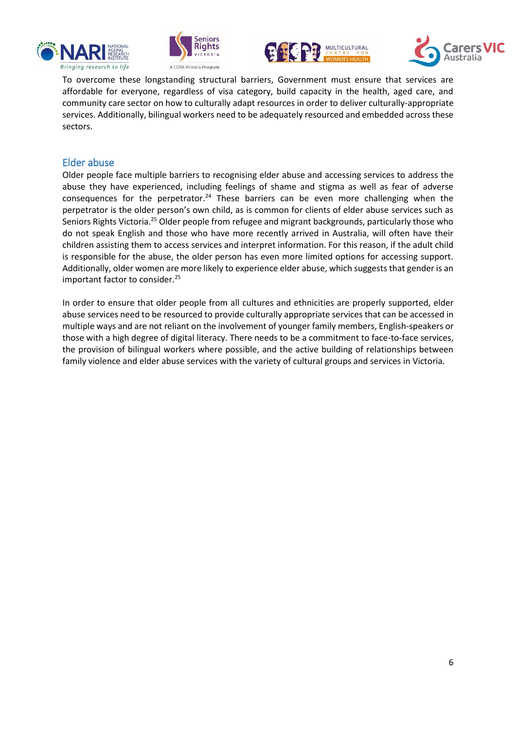To overcome these longstanding structural barriers, Government must ensure that services are affordable for everyone, regardless of visa category, build capacity in the health, aged care, and community care sector on how to culturally adapt resources in order to deliver culturally-appropriate services. Additionally, bilingual workers need to be adequately resourced and embedded across these sectors.

## Elder abuse

Older people face multiple barriers to recognising elder abuse and accessing services to address the abuse they have experienced, including feelings of shame and stigma as well as fear of adverse consequences for the perpetrator.[24] These barriers can be even more challenging when the perpetrator is the older person's own child, as is common for clients of elder abuse services such as Seniors Rights Victoria.[25] Older people from refugee and migrant backgrounds, particularly those who do not speak English and those who have more recently arrived in Australia, will often have their children assisting them to access services and interpret information. For this reason, if the adult child is responsible for the abuse, the older person has even more limited options for accessing support. Additionally, older women are more likely to experience elder abuse, which suggests that gender is an important factor to consider.[25]

In order to ensure that older people from all cultures and ethnicities are properly supported, elder abuse services need to be resourced to provide culturally appropriate services that can be accessed in multiple ways and are not reliant on the involvement of younger family members, English-speakers or those with a high degree of digital literacy. There needs to be a commitment to face-to-face services, the provision of bilingual workers where possible, and the active building of relationships between family violence and elder abuse services with the variety of cultural groups and services in Victoria.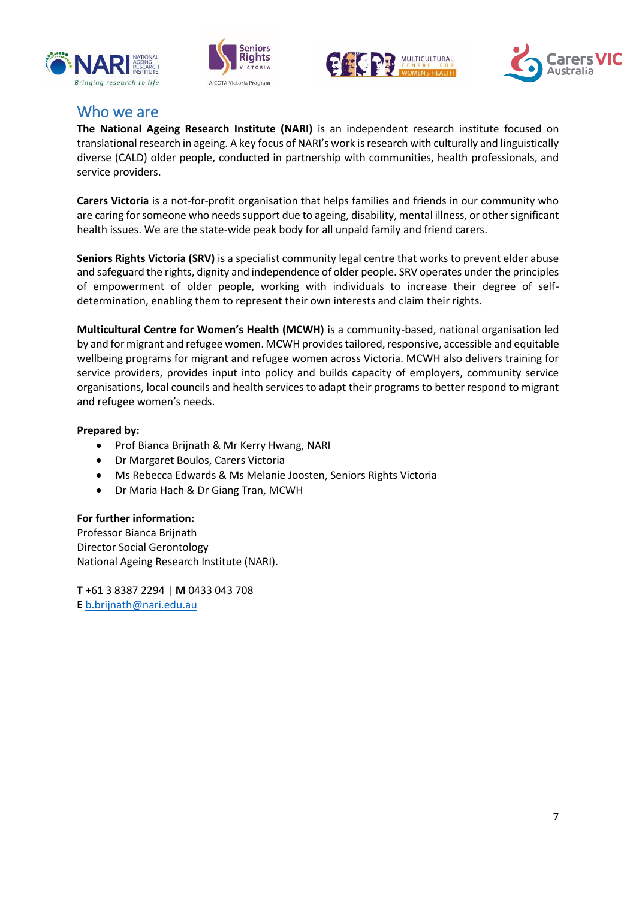## Who we are

**The National Ageing Research Institute (NARI)** is an independent research institute focused on translational research in ageing. A key focus of NARI's work is research with culturally and linguistically diverse (CALD) older people, conducted in partnership with communities, health professionals, and service providers.

**Carers Victoria** is a not-for-profit organisation that helps families and friends in our community who are caring for someone who needs support due to ageing, disability, mental illness, or other significant health issues. We are the state-wide peak body for all unpaid family and friend carers.

**Seniors Rights Victoria (SRV)** is a specialist community legal centre that works to prevent elder abuse and safeguard the rights, dignity and independence of older people. SRV operates under the principles of empowerment of older people, working with individuals to increase their degree of self-determination, enabling them to represent their own interests and claim their rights.

**Multicultural Centre for Women's Health (MCWH)** is a community-based, national organisation led by and for migrant and refugee women. MCWH provides tailored, responsive, accessible and equitable wellbeing programs for migrant and refugee women across Victoria. MCWH also delivers training for service providers, provides input into policy and builds capacity of employers, community service organisations, local councils and health services to adapt their programs to better respond to migrant and refugee women's needs.

**Prepared by:**

- Prof Bianca Brijnath & Mr Kerry Hwang, NARI
- Dr Margaret Boulos, Carers Victoria
- Ms Rebecca Edwards & Ms Melanie Joosten, Seniors Rights Victoria
- Dr Maria Hach & Dr Giang Tran, MCWH

**For further information:**
Professor Bianca Brijnath
Director Social Gerontology
National Ageing Research Institute (NARI).

**T** +61 3 8387 2294 | **M** 0433 043 708
**E** b.brijnath@nari.edu.au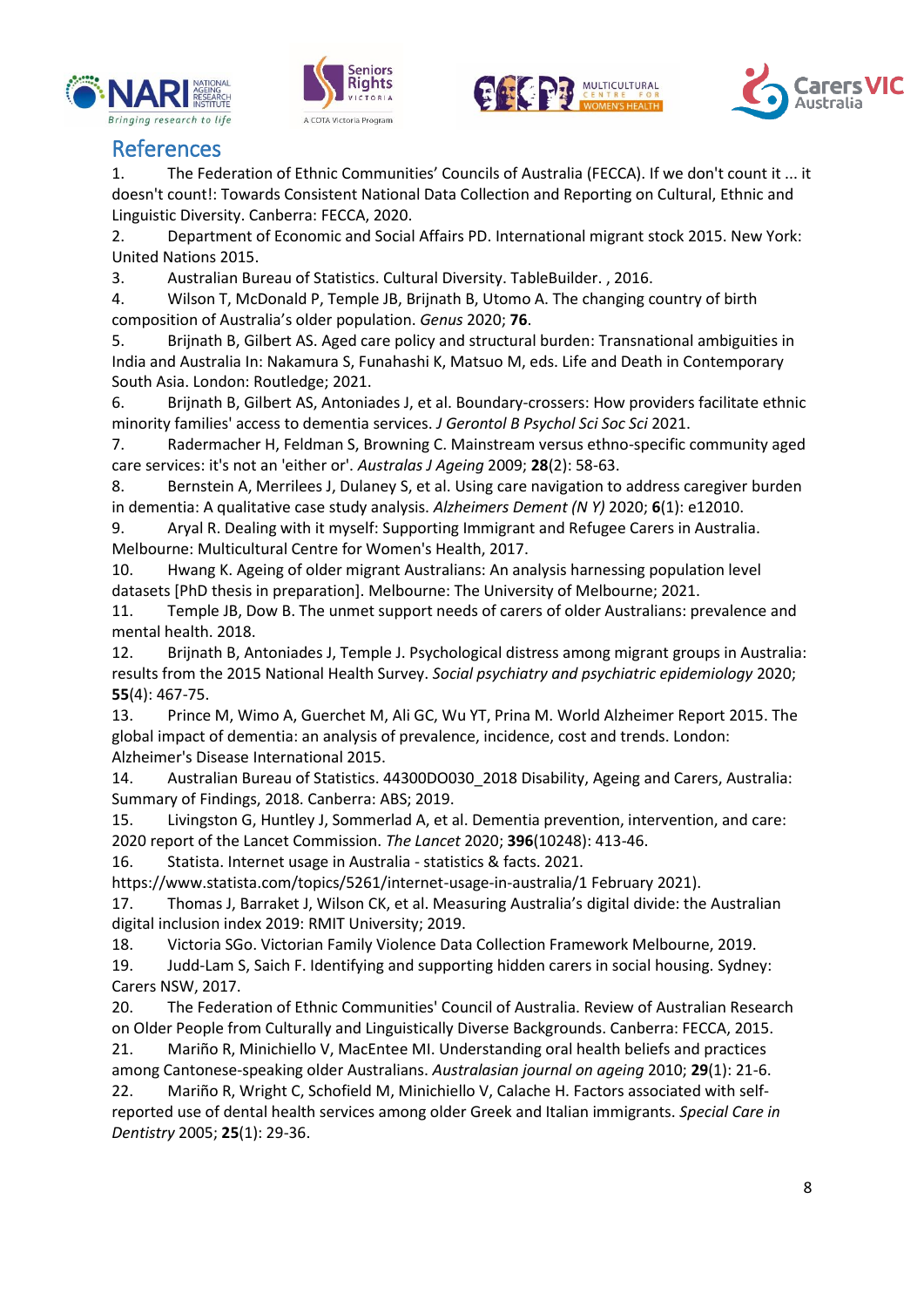## References

1. The Federation of Ethnic Communities' Councils of Australia (FECCA). If we don't count it ... it doesn't count!: Towards Consistent National Data Collection and Reporting on Cultural, Ethnic and Linguistic Diversity. Canberra: FECCA, 2020.
2. Department of Economic and Social Affairs PD. International migrant stock 2015. New York: United Nations 2015.
3. Australian Bureau of Statistics. Cultural Diversity. TableBuilder. , 2016.
4. Wilson T, McDonald P, Temple JB, Brijnath B, Utomo A. The changing country of birth composition of Australia's older population. *Genus* 2020; **76**.
5. Brijnath B, Gilbert AS. Aged care policy and structural burden: Transnational ambiguities in India and Australia In: Nakamura S, Funahashi K, Matsuo M, eds. Life and Death in Contemporary South Asia. London: Routledge; 2021.
6. Brijnath B, Gilbert AS, Antoniades J, et al. Boundary-crossers: How providers facilitate ethnic minority families' access to dementia services. *J Gerontol B Psychol Sci Soc Sci* 2021.
7. Radermacher H, Feldman S, Browning C. Mainstream versus ethno-specific community aged care services: it's not an 'either or'. *Australas J Ageing* 2009; **28**(2): 58-63.
8. Bernstein A, Merrilees J, Dulaney S, et al. Using care navigation to address caregiver burden in dementia: A qualitative case study analysis. *Alzheimers Dement (N Y)* 2020; **6**(1): e12010.
9. Aryal R. Dealing with it myself: Supporting Immigrant and Refugee Carers in Australia. Melbourne: Multicultural Centre for Women's Health, 2017.
10. Hwang K. Ageing of older migrant Australians: An analysis harnessing population level datasets [PhD thesis in preparation]. Melbourne: The University of Melbourne; 2021.
11. Temple JB, Dow B. The unmet support needs of carers of older Australians: prevalence and mental health. 2018.
12. Brijnath B, Antoniades J, Temple J. Psychological distress among migrant groups in Australia: results from the 2015 National Health Survey. *Social psychiatry and psychiatric epidemiology* 2020; **55**(4): 467-75.
13. Prince M, Wimo A, Guerchet M, Ali GC, Wu YT, Prina M. World Alzheimer Report 2015. The global impact of dementia: an analysis of prevalence, incidence, cost and trends. London: Alzheimer's Disease International 2015.
14. Australian Bureau of Statistics. 44300DO030_2018 Disability, Ageing and Carers, Australia: Summary of Findings, 2018. Canberra: ABS; 2019.
15. Livingston G, Huntley J, Sommerlad A, et al. Dementia prevention, intervention, and care: 2020 report of the Lancet Commission. *The Lancet* 2020; **396**(10248): 413-46.
16. Statista. Internet usage in Australia - statistics & facts. 2021. https://www.statista.com/topics/5261/internet-usage-in-australia/1 February 2021).
17. Thomas J, Barraket J, Wilson CK, et al. Measuring Australia's digital divide: the Australian digital inclusion index 2019: RMIT University; 2019.
18. Victoria SGo. Victorian Family Violence Data Collection Framework Melbourne, 2019.
19. Judd-Lam S, Saich F. Identifying and supporting hidden carers in social housing. Sydney: Carers NSW, 2017.
20. The Federation of Ethnic Communities' Council of Australia. Review of Australian Research on Older People from Culturally and Linguistically Diverse Backgrounds. Canberra: FECCA, 2015.
21. Mariño R, Minichiello V, MacEntee MI. Understanding oral health beliefs and practices among Cantonese-speaking older Australians. *Australasian journal on ageing* 2010; **29**(1): 21-6.
22. Mariño R, Wright C, Schofield M, Minichiello V, Calache H. Factors associated with self-reported use of dental health services among older Greek and Italian immigrants. *Special Care in Dentistry* 2005; **25**(1): 29-36.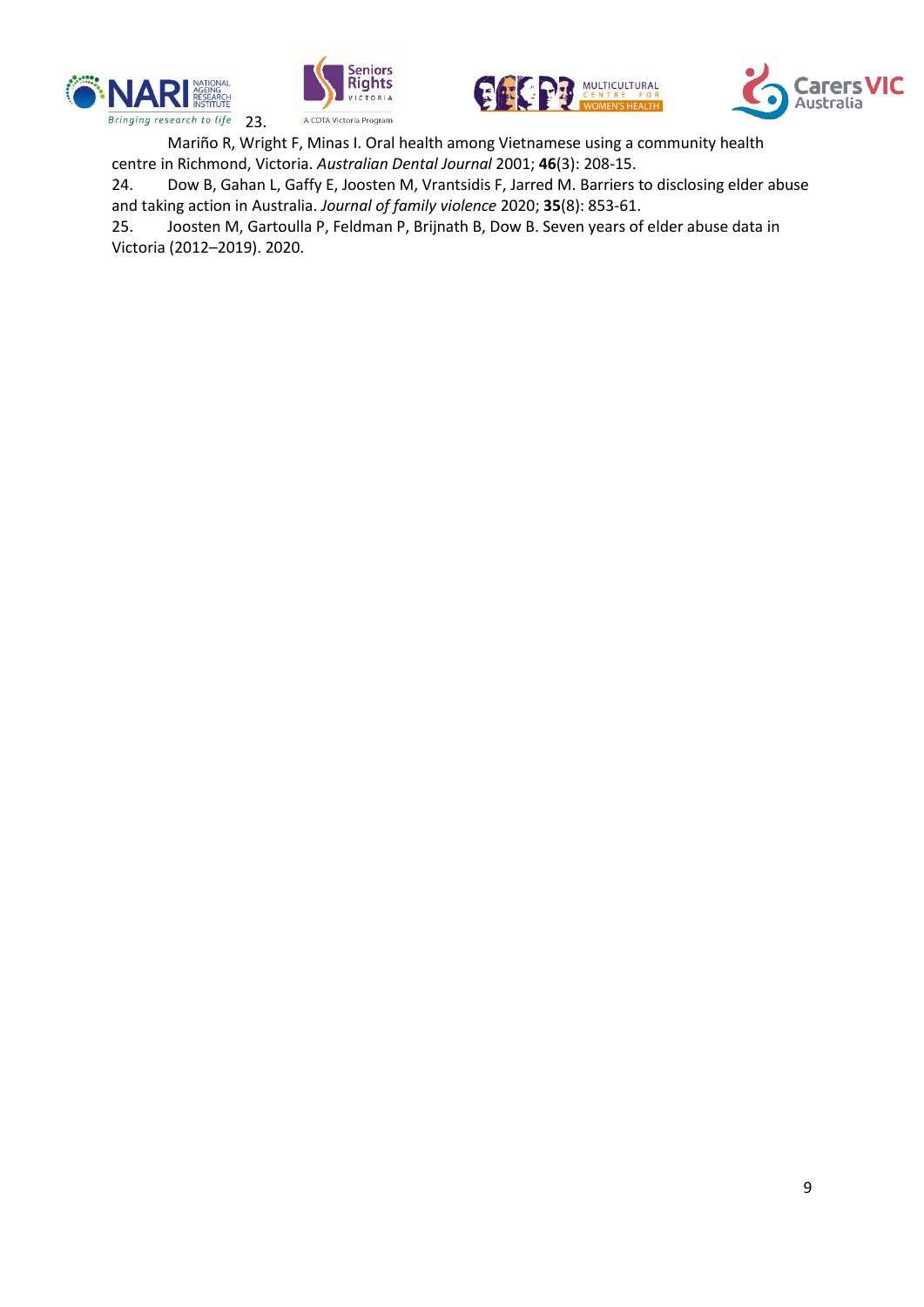23. Mariño R, Wright F, Minas I. Oral health among Vietnamese using a community health centre in Richmond, Victoria. *Australian Dental Journal* 2001; **46**(3): 208-15.

24. Dow B, Gahan L, Gaffy E, Joosten M, Vrantsidis F, Jarred M. Barriers to disclosing elder abuse and taking action in Australia. *Journal of family violence* 2020; **35**(8): 853-61.

25. Joosten M, Gartoulla P, Feldman P, Brijnath B, Dow B. Seven years of elder abuse data in Victoria (2012–2019). 2020.